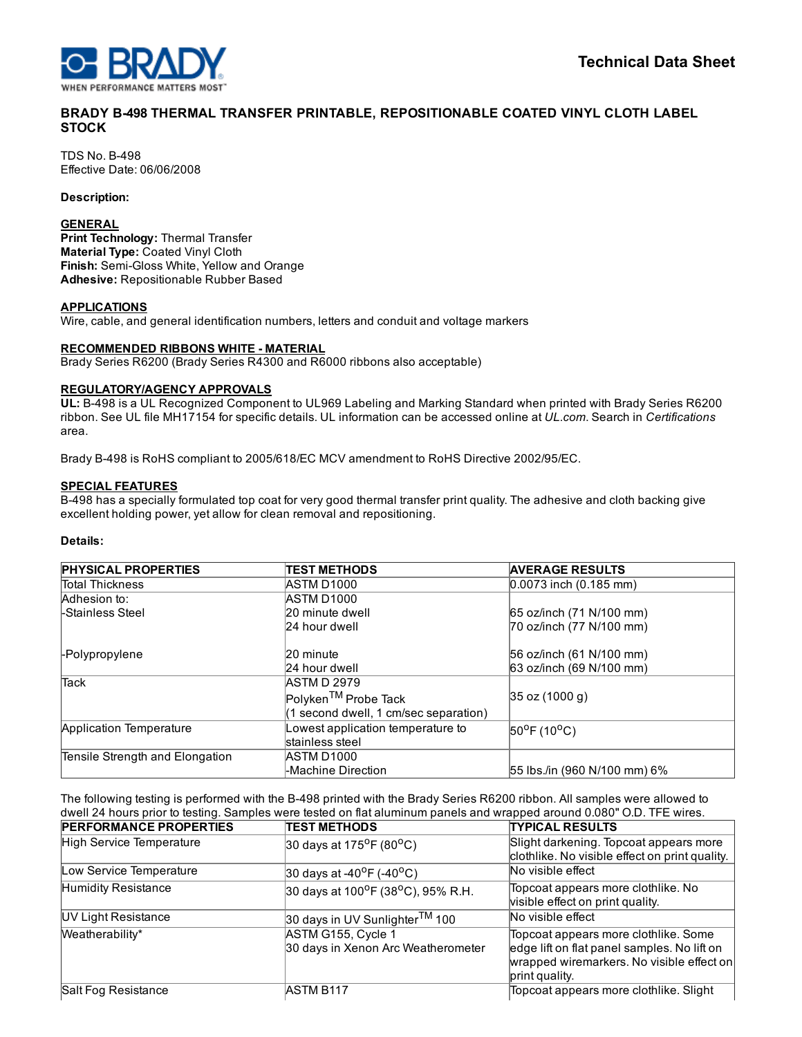Technical Data Sheet

# BRADY B-498 THERMAL TRANSFER PRINTABLE, REPOSITIONABLE COATED VINYL CLOTH LABEL STOCK

TDS No. B-498
Effective Date: 06/06/2008

**Description:**

**GENERAL**
**Print Technology:** Thermal Transfer
**Material Type:** Coated Vinyl Cloth
**Finish:** Semi-Gloss White, Yellow and Orange
**Adhesive:** Repositionable Rubber Based

**APPLICATIONS**
Wire, cable, and general identification numbers, letters and conduit and voltage markers

**RECOMMENDED RIBBONS WHITE - MATERIAL**
Brady Series R6200 (Brady Series R4300 and R6000 ribbons also acceptable)

**REGULATORY/AGENCY APPROVALS**
**UL:** B-498 is a UL Recognized Component to UL969 Labeling and Marking Standard when printed with Brady Series R6200 ribbon. See UL file MH17154 for specific details. UL information can be accessed online at *UL.com*. Search in *Certifications* area.

Brady B-498 is RoHS compliant to 2005/618/EC MCV amendment to RoHS Directive 2002/95/EC.

**SPECIAL FEATURES**
B-498 has a specially formulated top coat for very good thermal transfer print quality. The adhesive and cloth backing give excellent holding power, yet allow for clean removal and repositioning.

**Details:**

| PHYSICAL PROPERTIES | TEST METHODS | AVERAGE RESULTS |
|---|---|---|
| Total Thickness | ASTM D1000 | 0.0073 inch (0.185 mm) |
| Adhesion to:<br>-Stainless Steel | ASTM D1000<br>20 minute dwell<br>24 hour dwell | <br>65 oz/inch (71 N/100 mm)<br>70 oz/inch (77 N/100 mm) |
| -Polypropylene | 20 minute<br>24 hour dwell | 56 oz/inch (61 N/100 mm)<br>63 oz/inch (69 N/100 mm) |
| Tack | ASTM D 2979<br>Polyken™ Probe Tack<br>(1 second dwell, 1 cm/sec separation) | 35 oz (1000 g) |
| Application Temperature | Lowest application temperature to stainless steel | 50°F (10°C) |
| Tensile Strength and Elongation | ASTM D1000<br>-Machine Direction | 55 lbs./in (960 N/100 mm) 6% |

The following testing is performed with the B-498 printed with the Brady Series R6200 ribbon. All samples were allowed to dwell 24 hours prior to testing. Samples were tested on flat aluminum panels and wrapped around 0.080" O.D. TFE wires.

| PERFORMANCE PROPERTIES | TEST METHODS | TYPICAL RESULTS |
|---|---|---|
| High Service Temperature | 30 days at 175°F (80°C) | Slight darkening. Topcoat appears more clothlike. No visible effect on print quality. |
| Low Service Temperature | 30 days at -40°F (-40°C) | No visible effect |
| Humidity Resistance | 30 days at 100°F (38°C), 95% R.H. | Topcoat appears more clothlike. No visible effect on print quality. |
| UV Light Resistance | 30 days in UV Sunlighter™ 100 | No visible effect |
| Weatherability* | ASTM G155, Cycle 1<br>30 days in Xenon Arc Weatherometer | Topcoat appears more clothlike. Some edge lift on flat panel samples. No lift on wrapped wiremarkers. No visible effect on print quality. |
| Salt Fog Resistance | ASTM B117 | Topcoat appears more clothlike. Slight |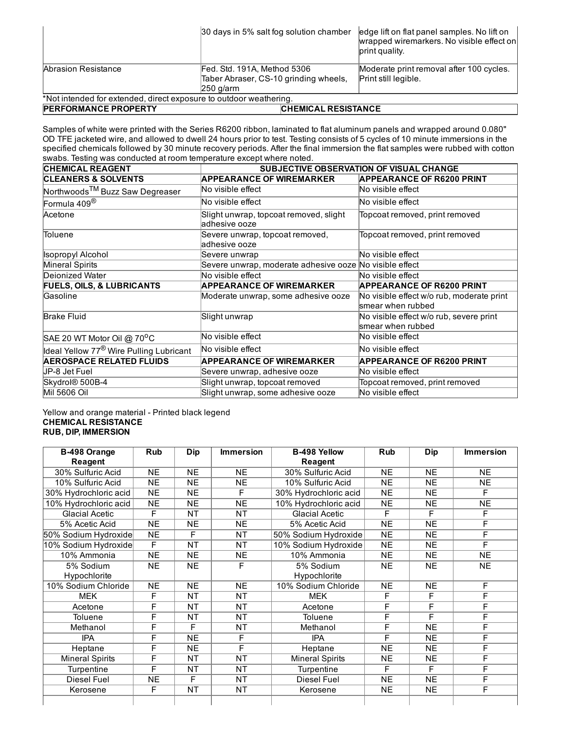| | | |
|---|---|---|
| | 30 days in 5% salt fog solution chamber | edge lift on flat panel samples. No lift on wrapped wiremarkers. No visible effect on print quality. |
| Abrasion Resistance | Fed. Std. 191A, Method 5306 Taber Abraser, CS-10 grinding wheels, 250 g/arm | Moderate print removal after 100 cycles. Print still legible. |

*Not intended for extended, direct exposure to outdoor weathering.

| **PERFORMANCE PROPERTY** | **CHEMICAL RESISTANCE** |
|---|---|

Samples of white were printed with the Series R6200 ribbon, laminated to flat aluminum panels and wrapped around 0.080" OD TFE jacketed wire, and allowed to dwell 24 hours prior to test. Testing consists of 5 cycles of 10 minute immersions in the specified chemicals followed by 30 minute recovery periods. After the final immersion the flat samples were rubbed with cotton swabs. Testing was conducted at room temperature except where noted.

| **CHEMICAL REAGENT** | **SUBJECTIVE OBSERVATION OF VISUAL CHANGE** | |
|---|---|---|
| **CLEANERS & SOLVENTS** | **APPEARANCE OF WIREMARKER** | **APPEARANCE OF R6200 PRINT** |
| Northwoods™ Buzz Saw Degreaser | No visible effect | No visible effect |
| Formula 409® | No visible effect | No visible effect |
| Acetone | Slight unwrap, topcoat removed, slight adhesive ooze | Topcoat removed, print removed |
| Toluene | Severe unwrap, topcoat removed, adhesive ooze | Topcoat removed, print removed |
| Isopropyl Alcohol | Severe unwrap | No visible effect |
| Mineral Spirits | Severe unwrap, moderate adhesive ooze | No visible effect |
| Deionized Water | No visible effect | No visible effect |
| **FUELS, OILS, & LUBRICANTS** | **APPEARANCE OF WIREMARKER** | **APPEARANCE OF R6200 PRINT** |
| Gasoline | Moderate unwrap, some adhesive ooze | No visible effect w/o rub, moderate print smear when rubbed |
| Brake Fluid | Slight unwrap | No visible effect w/o rub, severe print smear when rubbed |
| SAE 20 WT Motor Oil @ 70°C | No visible effect | No visible effect |
| Ideal Yellow 77® Wire Pulling Lubricant | No visible effect | No visible effect |
| **AEROSPACE RELATED FLUIDS** | **APPEARANCE OF WIREMARKER** | **APPEARANCE OF R6200 PRINT** |
| JP-8 Jet Fuel | Severe unwrap, adhesive ooze | No visible effect |
| Skydrol® 500B-4 | Slight unwrap, topcoat removed | Topcoat removed, print removed |
| Mil 5606 Oil | Slight unwrap, some adhesive ooze | No visible effect |

Yellow and orange material - Printed black legend
**CHEMICAL RESISTANCE**
**RUB, DIP, IMMERSION**

| B-498 Orange Reagent | Rub | Dip | Immersion | B-498 Yellow Reagent | Rub | Dip | Immersion |
|---|---|---|---|---|---|---|---|
| 30% Sulfuric Acid | NE | NE | NE | 30% Sulfuric Acid | NE | NE | NE |
| 10% Sulfuric Acid | NE | NE | NE | 10% Sulfuric Acid | NE | NE | NE |
| 30% Hydrochloric acid | NE | NE | F | 30% Hydrochloric acid | NE | NE | F |
| 10% Hydrochloric acid | NE | NE | NE | 10% Hydrochloric acid | NE | NE | NE |
| Glacial Acetic | F | NT | NT | Glacial Acetic | F | F | F |
| 5% Acetic Acid | NE | NE | NE | 5% Acetic Acid | NE | NE | F |
| 50% Sodium Hydroxide | NE | F | NT | 50% Sodium Hydroxide | NE | NE | F |
| 10% Sodium Hydroxide | F | NT | NT | 10% Sodium Hydroxide | NE | NE | F |
| 10% Ammonia | NE | NE | NE | 10% Ammonia | NE | NE | NE |
| 5% Sodium Hypochlorite | NE | NE | F | 5% Sodium Hypochlorite | NE | NE | NE |
| 10% Sodium Chloride | NE | NE | NE | 10% Sodium Chloride | NE | NE | F |
| MEK | F | NT | NT | MEK | F | F | F |
| Acetone | F | NT | NT | Acetone | F | F | F |
| Toluene | F | NT | NT | Toluene | F | F | F |
| Methanol | F | F | NT | Methanol | F | NE | F |
| IPA | F | NE | F | IPA | F | NE | F |
| Heptane | F | NE | F | Heptane | NE | NE | F |
| Mineral Spirits | F | NT | NT | Mineral Spirits | NE | NE | F |
| Turpentine | F | NT | NT | Turpentine | F | F | F |
| Diesel Fuel | NE | F | NT | Diesel Fuel | NE | NE | F |
| Kerosene | F | NT | NT | Kerosene | NE | NE | F |
| | | | | | | | |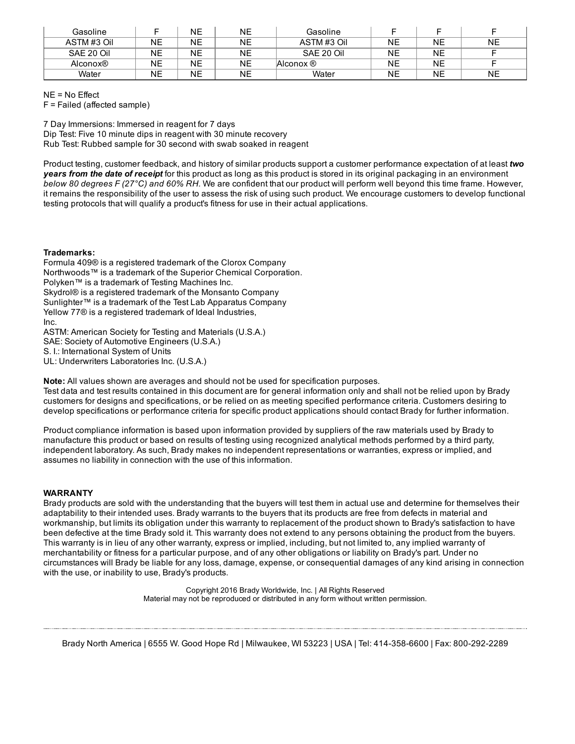| | | | | | | | |
|---|---|---|---|---|---|---|---|
| Gasoline | F | NE | NE | Gasoline | F | F | F |
| ASTM #3 Oil | NE | NE | NE | ASTM #3 Oil | NE | NE | NE |
| SAE 20 Oil | NE | NE | NE | SAE 20 Oil | NE | NE | F |
| Alconox® | NE | NE | NE | Alconox ® | NE | NE | F |
| Water | NE | NE | NE | Water | NE | NE | NE |

NE = No Effect
F = Failed (affected sample)

7 Day Immersions: Immersed in reagent for 7 days
Dip Test: Five 10 minute dips in reagent with 30 minute recovery
Rub Test: Rubbed sample for 30 second with swab soaked in reagent

Product testing, customer feedback, and history of similar products support a customer performance expectation of at least ***two years from the date of receipt*** for this product as long as this product is stored in its original packaging in an environment *below 80 degrees F (27°C) and 60% RH*. We are confident that our product will perform well beyond this time frame. However, it remains the responsibility of the user to assess the risk of using such product. We encourage customers to develop functional testing protocols that will qualify a product's fitness for use in their actual applications.

**Trademarks:**
Formula 409® is a registered trademark of the Clorox Company
Northwoods™ is a trademark of the Superior Chemical Corporation.
Polyken™ is a trademark of Testing Machines Inc.
Skydrol® is a registered trademark of the Monsanto Company
Sunlighter™ is a trademark of the Test Lab Apparatus Company
Yellow 77® is a registered trademark of Ideal Industries, Inc.
ASTM: American Society for Testing and Materials (U.S.A.)
SAE: Society of Automotive Engineers (U.S.A.)
S. I.: International System of Units
UL: Underwriters Laboratories Inc. (U.S.A.)

**Note:** All values shown are averages and should not be used for specification purposes.
Test data and test results contained in this document are for general information only and shall not be relied upon by Brady customers for designs and specifications, or be relied on as meeting specified performance criteria. Customers desiring to develop specifications or performance criteria for specific product applications should contact Brady for further information.

Product compliance information is based upon information provided by suppliers of the raw materials used by Brady to manufacture this product or based on results of testing using recognized analytical methods performed by a third party, independent laboratory. As such, Brady makes no independent representations or warranties, express or implied, and assumes no liability in connection with the use of this information.

**WARRANTY**
Brady products are sold with the understanding that the buyers will test them in actual use and determine for themselves their adaptability to their intended uses. Brady warrants to the buyers that its products are free from defects in material and workmanship, but limits its obligation under this warranty to replacement of the product shown to Brady's satisfaction to have been defective at the time Brady sold it. This warranty does not extend to any persons obtaining the product from the buyers. This warranty is in lieu of any other warranty, express or implied, including, but not limited to, any implied warranty of merchantability or fitness for a particular purpose, and of any other obligations or liability on Brady's part. Under no circumstances will Brady be liable for any loss, damage, expense, or consequential damages of any kind arising in connection with the use, or inability to use, Brady's products.

Copyright 2016 Brady Worldwide, Inc. | All Rights Reserved
Material may not be reproduced or distributed in any form without written permission.

Brady North America | 6555 W. Good Hope Rd | Milwaukee, WI 53223 | USA | Tel: 414-358-6600 | Fax: 800-292-2289